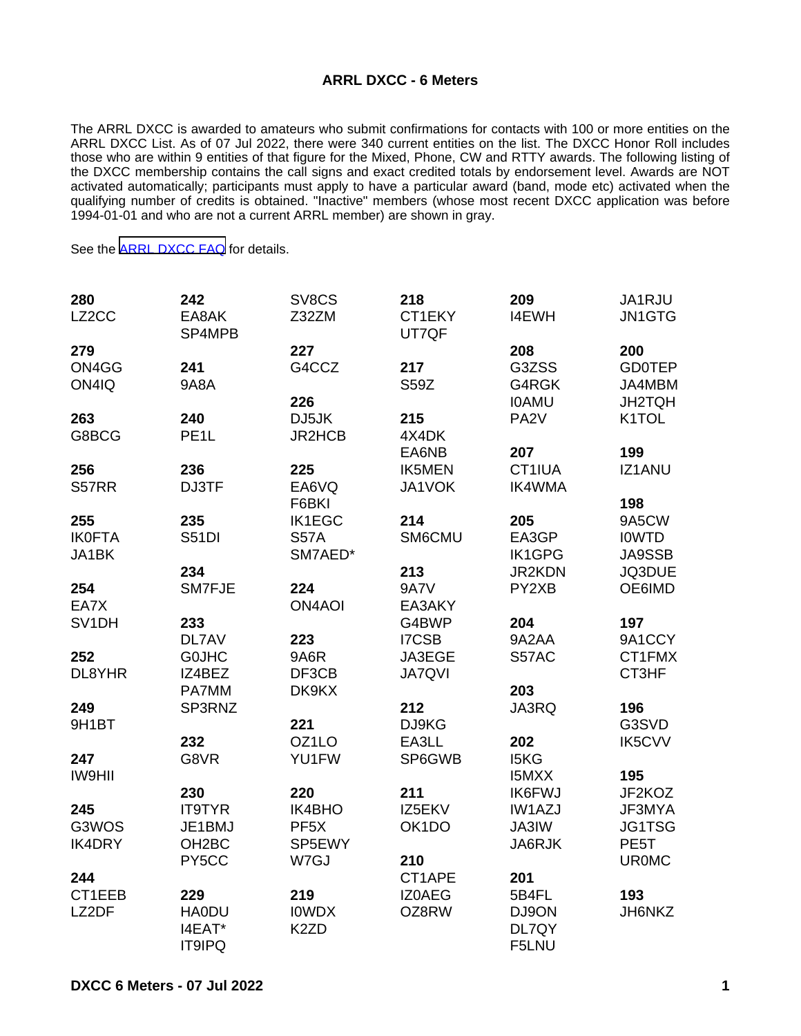**ARRL DXCC - 6 Meters**

The ARRL DXCC is awarded to amateurs who submit confirmations for contacts with 100 or more entities on the ARRL DXCC List. As of 07 Jul 2022, there were 340 current entities on the list. The DXCC Honor Roll includes those who are within 9 entities of that figure for the Mixed, Phone, CW and RTTY awards. The following listing of the DXCC membership contains the call signs and exact credited totals by endorsement level. Awards are NOT activated automatically; participants must apply to have a particular award (band, mode etc) activated when the qualifying number of credits is obtained. "Inactive" members (whose most recent DXCC application was before 1994-01-01 and who are not a current ARRL member) are shown in gray.

See the [ARRL DXCC FAQ] for details.

**280**
LZ2CC

**279**
ON4GG
ON4IQ

**263**
G8BCG

**256**
S57RR

**255**
IK0FTA
JA1BK

**254**
EA7X
SV1DH

**252**
DL8YHR

**249**
9H1BT

**247**
IW9HII

**245**
G3WOS
IK4DRY

**244**
CT1EEB
LZ2DF

**242**
EA8AK
SP4MPB

**241**
9A8A

**240**
PE1L

**236**
DJ3TF

**235**
S51DI

**234**
SM7FJE

**233**
DL7AV
G0JHC
IZ4BEZ
PA7MM
SP3RNZ

**232**
G8VR

**230**
IT9TYR
JE1BMJ
OH2BC
PY5CC

**229**
HA0DU
I4EAT*
IT9IPQ
SV8CS
Z32ZM

**227**
G4CCZ

**226**
DJ5JK
JR2HCB

**225**
EA6VQ
F6BKI
IK1EGC
S57A
SM7AED*

**224**
ON4AOI

**223**
9A6R
DF3CB
DK9KX

**221**
OZ1LO
YU1FW

**220**
IK4BHO
PF5X
SP5EWY
W7GJ

**219**
I0WDX
K2ZD

**218**
CT1EKY
UT7QF

**217**
S59Z

**215**
4X4DK
EA6NB
IK5MEN
JA1VOK

**214**
SM6CMU

**213**
9A7V
EA3AKY
G4BWP
I7CSB
JA3EGE
JA7QVI

**212**
DJ9KG
EA3LL
SP6GWB

**211**
IZ5EKV
OK1DO

**210**
CT1APE
IZ0AEG
OZ8RW

**209**
I4EWH

**208**
G3ZSS
G4RGK
I0AMU
PA2V

**207**
CT1IUA
IK4WMA

**205**
EA3GP
IK1GPG
JR2KDN
PY2XB

**204**
9A2AA
S57AC

**203**
JA3RQ

**202**
I5KG
I5MXX
IK6FWJ
IW1AZJ
JA3IW
JA6RJK

**201**
5B4FL
DJ9ON
DL7QY
F5LNU
JA1RJU
JN1GTG

**200**
GD0TEP
JA4MBM
JH2TQH
K1TOL

**199**
IZ1ANU

**198**
9A5CW
I0WTD
JA9SSB
JQ3DUE
OE6IMD

**197**
9A1CCY
CT1FMX
CT3HF

**196**
G3SVD
IK5CVV

**195**
JF2KOZ
JF3MYA
JG1TSG
PE5T
UR0MC

**193**
JH6NKZ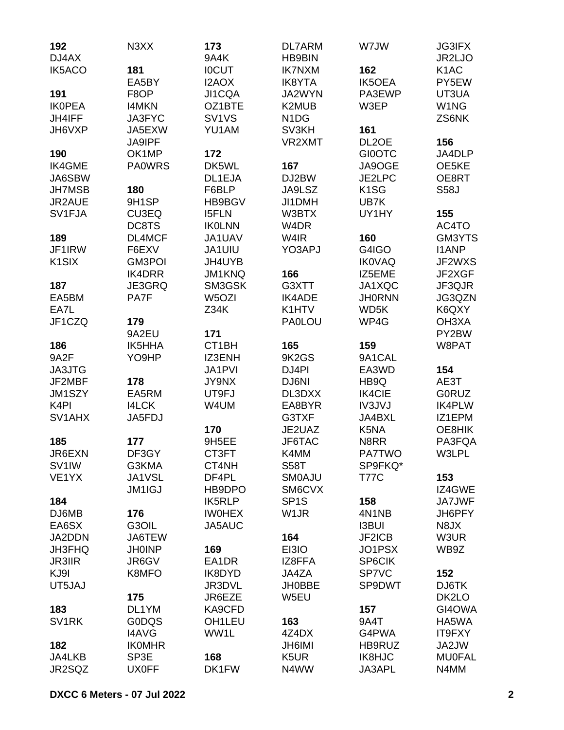**192**
DJ4AX
IK5ACO

**191**
IK0PEA
JH4IFF
JH6VXP

**190**
IK4GME
JA6SBW
JH7MSB
JR2AUE
SV1FJA

**189**
JF1IRW
K1SIX

**187**
EA5BM
EA7L
JF1CZQ

**186**
9A2F
JA3JTG
JF2MBF
JM1SZY
K4PI
SV1AHX

**185**
JR6EXN
SV1IW
VE1YX

**184**
DJ6MB
EA6SX
JA2DDN
JH3FHQ
JR3IIR
KJ9I
UT5JAJ

**183**
SV1RK

**182**
JA4LKB
JR2SQZ
N3XX

**181**
EA5BY
F8OP
I4MKN
JA3FYC
JA5EXW
JA9IPF
OK1MP
PA0WRS

**180**
9H1SP
CU3EQ
DC8TS
DL4MCF
F6EXV
GM3POI
IK4DRR
JE3GRQ
PA7F

**179**
9A2EU
IK5HHA
YO9HP

**178**
EA5RM
I4LCK
JA5FDJ

**177**
DF3GY
G3KMA
JA1VSL
JM1IGJ

**176**
G3OIL
JA6TEW
JH0INP
JR6GV
K8MFO

**175**
DL1YM
G0DQS
I4AVG
IK0MHR
SP3E
UX0FF

**173**
9A4K
I0CUT
I2AOX
JI1CQA
OZ1BTE
SV1VS
YU1AM

**172**
DK5WL
DL1EJA
F6BLP
HB9BGV
I5FLN
IK0LNN
JA1UAV
JA1UIU
JH4UYB
JM1KNQ
SM3GSK
W5OZI
Z34K

**171**
CT1BH
IZ3ENH
JA1PVI
JY9NX
UT9FJ
W4UM

**170**
9H5EE
CT3FT
CT4NH
DF4PL
HB9DPO
IK5RLP
IW0HEX
JA5AUC

**169**
EA1DR
IK8DYD
JR3DVL
JR6EZE
KA9CFD
OH1LEU
WW1L

**168**
DK1FW
DL7ARM
HB9BIN
IK7NXM
IK8YTA
JA2WYN
K2MUB
N1DG
SV3KH
VR2XMT

**167**
DJ2BW
JA9LSZ
JI1DMH
W3BTX
W4DR
W4IR
YO3APJ

**166**
G3XTT
IK4ADE
K1HTV
PA0LOU

**165**
9K2GS
DJ4PI
DJ6NI
DL3DXX
EA8BYR
G3TXF
JE2UAZ
JF6TAC
K4MM
S58T
SM0AJU
SM6CVX
SP1S
W1JR

**164**
EI3IO
IZ8FFA
JA4ZA
JH0BBE
W5EU

**163**
4Z4DX
JH6IMI
K5UR
N4WW
W7JW

**162**
IK5OEA
PA3EWP
W3EP

**161**
DL2OE
GI0OTC
JA9OGE
JE2LPC
K1SG
UB7K
UY1HY

**160**
G4IGO
IK0VAQ
IZ5EME
JA1XQC
JH0RNN
WD5K
WP4G

**159**
9A1CAL
EA3WD
HB9Q
IK4CIE
IV3JVJ
JA4BXL
K5NA
N8RR
PA7TWO
SP9FKQ*
T77C

**158**
4N1NB
I3BUI
JF2ICB
JO1PSX
SP6CIK
SP7VC
SP9DWT

**157**
9A4T
G4PWA
HB9RUZ
IK8HJC
JA3APL
JG3IFX
JR2LJO
K1AC
PY5EW
UT3UA
W1NG
ZS6NK

**156**
JA4DLP
OE5KE
OE8RT
S58J

**155**
AC4TO
GM3YTS
I1ANP
JF2WXS
JF2XGF
JF3QJR
JG3QZN
K6QXY
OH3XA
PY2BW
W8PAT

**154**
AE3T
G0RUZ
IK4PLW
IZ1EPM
OE8HIK
PA3FQA
W3LPL

**153**
IZ4GWE
JA7JWF
JH6PFY
N8JX
W3UR
WB9Z

**152**
DJ6TK
DK2LO
GI4OWA
HA5WA
IT9FXY
JA2JW
MU0FAL
N4MM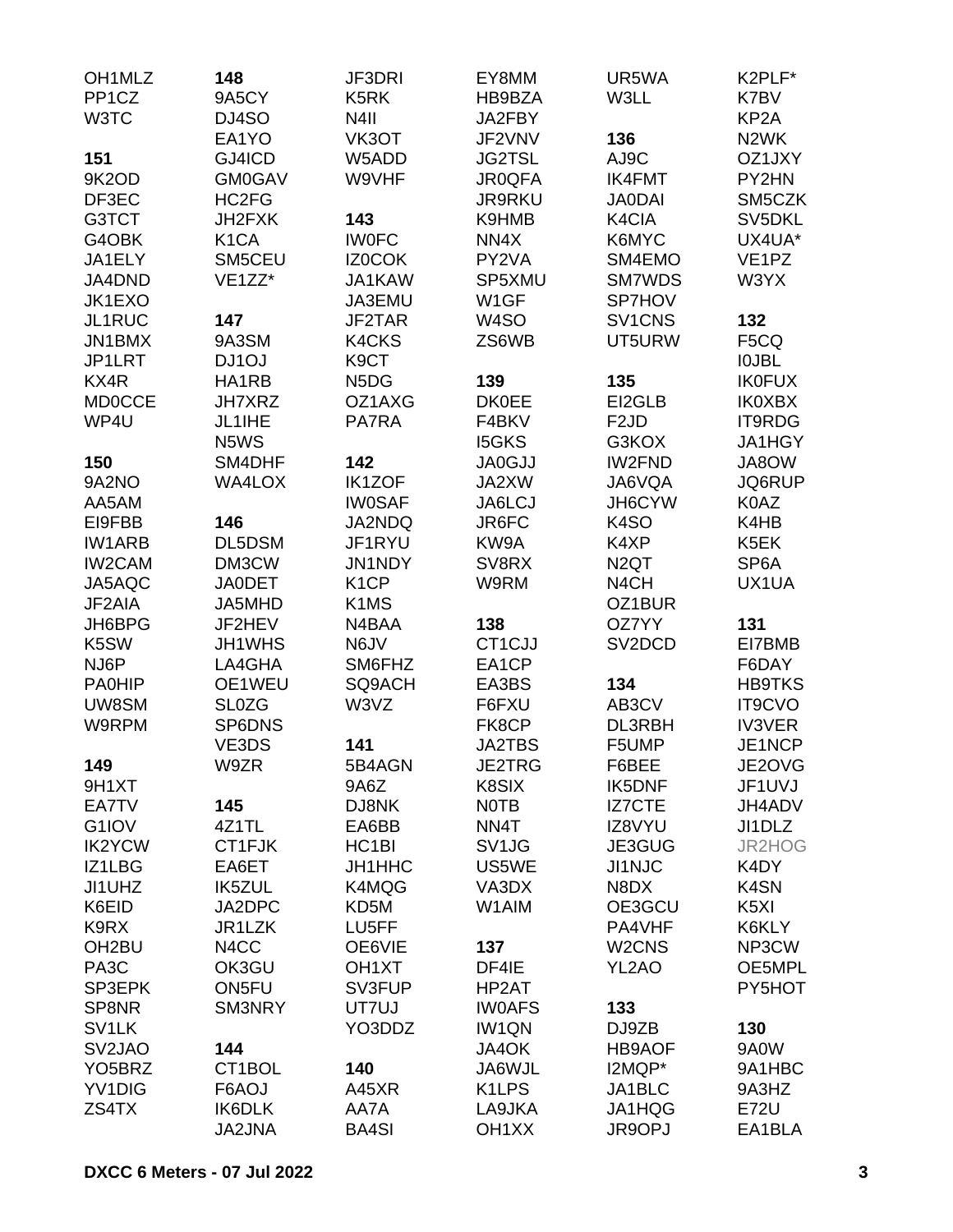OH1MLZ
PP1CZ
W3TC

**151**
9K2OD
DF3EC
G3TCT
G4OBK
JA1ELY
JA4DND
JK1EXO
JL1RUC
JN1BMX
JP1LRT
KX4R
MD0CCE
WP4U

**150**
9A2NO
AA5AM
EI9FBB
IW1ARB
IW2CAM
JA5AQC
JF2AIA
JH6BPG
K5SW
NJ6P
PA0HIP
UW8SM
W9RPM

**149**
9H1XT
EA7TV
G1IOV
IK2YCW
IZ1LBG
JI1UHZ
K6EID
K9RX
OH2BU
PA3C
SP3EPK
SP8NR
SV1LK
SV2JAO
YO5BRZ
YV1DIG
ZS4TX

**148**
9A5CY
DJ4SO
EA1YO
GJ4ICD
GM0GAV
HC2FG
JH2FXK
K1CA
SM5CEU
VE1ZZ*

**147**
9A3SM
DJ1OJ
HA1RB
JH7XRZ
JL1IHE
N5WS
SM4DHF
WA4LOX

**146**
DL5DSM
DM3CW
JA0DET
JA5MHD
JF2HEV
JH1WHS
LA4GHA
OE1WEU
SL0ZG
SP6DNS
VE3DS
W9ZR

**145**
4Z1TL
CT1FJK
EA6ET
IK5ZUL
JA2DPC
JR1LZK
N4CC
OK3GU
ON5FU
SM3NRY

**144**
CT1BOL
F6AOJ
IK6DLK
JA2JNA

JF3DRI
K5RK
N4II
VK3OT
W5ADD
W9VHF

**143**
IW0FC
IZ0COK
JA1KAW
JA3EMU
JF2TAR
K4CKS
K9CT
N5DG
OZ1AXG
PA7RA

**142**
IK1ZOF
IW0SAF
JA2NDQ
JF1RYU
JN1NDY
K1CP
K1MS
N4BAA
N6JV
SM6FHZ
SQ9ACH
W3VZ

**141**
5B4AGN
9A6Z
DJ8NK
EA6BB
HC1BI
JH1HHC
K4MQG
KD5M
LU5FF
OE6VIE
OH1XT
SV3FUP
UT7UJ
YO3DDZ

**140**
A45XR
AA7A
BA4SI

EY8MM
HB9BZA
JA2FBY
JF2VNV
JG2TSL
JR0QFA
JR9RKU
K9HMB
NN4X
PY2VA
SP5XMU
W1GF
W4SO
ZS6WB

**139**
DK0EE
F4BKV
I5GKS
JA0GJJ
JA2XW
JA6LCJ
JR6FC
KW9A
SV8RX
W9RM

**138**
CT1CJJ
EA1CP
EA3BS
F6FXU
FK8CP
JA2TBS
JE2TRG
K8SIX
N0TB
NN4T
SV1JG
US5WE
VA3DX
W1AIM

**137**
DF4IE
HP2AT
IW0AFS
IW1QN
JA4OK
JA6WJL
K1LPS
LA9JKA
OH1XX

UR5WA
W3LL

**136**
AJ9C
IK4FMT
JA0DAI
K4CIA
K6MYC
SM4EMO
SM7WDS
SP7HOV
SV1CNS
UT5URW

**135**
EI2GLB
F2JD
G3KOX
IW2FND
JA6VQA
JH6CYW
K4SO
K4XP
N2QT
N4CH
OZ1BUR
OZ7YY
SV2DCD

**134**
AB3CV
DL3RBH
F5UMP
F6BEE
IK5DNF
IZ7CTE
IZ8VYU
JE3GUG
JI1NJC
N8DX
OE3GCU
PA4VHF
W2CNS
YL2AO

**133**
DJ9ZB
HB9AOF
I2MQP*
JA1BLC
JA1HQG
JR9OPJ

K2PLF*
K7BV
KP2A
N2WK
OZ1JXY
PY2HN
SM5CZK
SV5DKL
UX4UA*
VE1PZ
W3YX

**132**
F5CQ
I0JBL
IK0FUX
IK0XBX
IT9RDG
JA1HGY
JA8OW
JQ6RUP
K0AZ
K4HB
K5EK
SP6A
UX1UA

**131**
EI7BMB
F6DAY
HB9TKS
IT9CVO
IV3VER
JE1NCP
JE2OVG
JF1UVJ
JH4ADV
JI1DLZ
JR2HOG
K4DY
K4SN
K5XI
K6KLY
NP3CW
OE5MPL
PY5HOT

**130**
9A0W
9A1HBC
9A3HZ
E72U
EA1BLA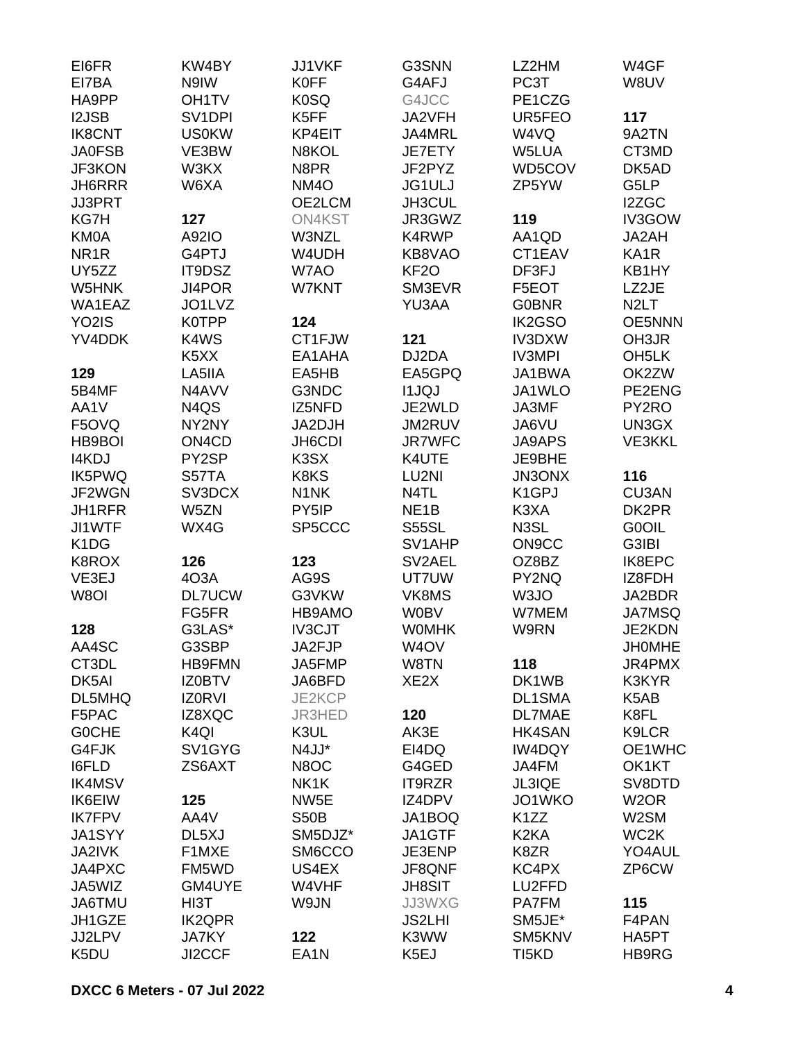EI6FR
EI7BA
HA9PP
I2JSB
IK8CNT
JA0FSB
JF3KON
JH6RRR
JJ3PRT
KG7H
KM0A
NR1R
UY5ZZ
W5HNK
WA1EAZ
YO2IS
YV4DDK

**129**

5B4MF
AA1V
F5OVQ
HB9BOI
I4KDJ
IK5PWQ
JF2WGN
JH1RFR
JI1WTF
K1DG
K8ROX
VE3EJ
W8OI

**128**

AA4SC
CT3DL
DK5AI
DL5MHQ
F5PAC
G0CHE
G4FJK
I6FLD
IK4MSV
IK6EIW
IK7FPV
JA1SYY
JA2IVK
JA4PXC
JA5WIZ
JA6TMU
JH1GZE
JJ2LPV
K5DU

KW4BY
N9IW
OH1TV
SV1DPI
US0KW
VE3BW
W3KX
W6XA

**127**

A92IO
G4PTJ
IT9DSZ
JI4POR
JO1LVZ
K0TPP
K4WS
K5XX
LA5IIA
N4AVV
N4QS
NY2NY
ON4CD
PY2SP
S57TA
SV3DCX
W5ZN
WX4G

**126**

4O3A
DL7UCW
FG5FR
G3LAS*
G3SBP
HB9FMN
IZ0BTV
IZ0RVI
IZ8XQC
K4QI
SV1GYG
ZS6AXT

**125**

AA4V
DL5XJ
F1MXE
FM5WD
GM4UYE
HI3T
IK2QPR
JA7KY
JI2CCF

JJ1VKF
K0FF
K0SQ
K5FF
KP4EIT
N8KOL
N8PR
NM4O
OE2LCM
ON4KST
W3NZL
W4UDH
W7AO
W7KNT

**124**

CT1FJW
EA1AHA
EA5HB
G3NDC
IZ5NFD
JA2DJH
JH6CDI
K3SX
K8KS
N1NK
PY5IP
SP5CCC

**123**

AG9S
G3VKW
HB9AMO
IV3CJT
JA2FJP
JA5FMP
JA6BFD
JE2KCP
JR3HED
K3UL
N4JJ*
N8OC
NK1K
NW5E
S50B
SM5DJZ*
SM6CCO
US4EX
W4VHF
W9JN

**122**

EA1N

G3SNN
G4AFJ
G4JCC
JA2VFH
JA4MRL
JE7ETY
JF2PYZ
JG1ULJ
JH3CUL
JR3GWZ
K4RWP
KB8VAO
KF2O
SM3EVR
YU3AA

**121**

DJ2DA
EA5GPQ
I1JQJ
JE2WLD
JM2RUV
JR7WFC
K4UTE
LU2NI
N4TL
NE1B
S55SL
SV1AHP
SV2AEL
UT7UW
VK8MS
W0BV
W0MHK
W4OV
W8TN
XE2X

**120**

AK3E
EI4DQ
G4GED
IT9RZR
IZ4DPV
JA1BOQ
JA1GTF
JE3ENP
JF8QNF
JH8SIT
JJ3WXG
JS2LHI
K3WW
K5EJ

LZ2HM
PC3T
PE1CZG
UR5FEO
W4VQ
W5LUA
WD5COV
ZP5YW

**119**

AA1QD
CT1EAV
DF3FJ
F5EOT
G0BNR
IK2GSO
IV3DXW
IV3MPI
JA1BWA
JA1WLO
JA3MF
JA6VU
JA9APS
JE9BHE
JN3ONX
K1GPJ
K3XA
N3SL
ON9CC
OZ8BZ
PY2NQ
W3JO
W7MEM
W9RN

**118**

DK1WB
DL1SMA
DL7MAE
HK4SAN
IW4DQY
JA4FM
JL3IQE
JO1WKO
K1ZZ
K2KA
K8ZR
KC4PX
LU2FFD
PA7FM
SM5JE*
SM5KNV
TI5KD

W4GF
W8UV

**117**

9A2TN
CT3MD
DK5AD
G5LP
I2ZGC
IV3GOW
JA2AH
KA1R
KB1HY
LZ2JE
N2LT
OE5NNN
OH3JR
OH5LK
OK2ZW
PE2ENG
PY2RO
UN3GX
VE3KKL

**116**

CU3AN
DK2PR
G0OIL
G3IBI
IK8EPC
IZ8FDH
JA2BDR
JA7MSQ
JE2KDN
JH0MHE
JR4PMX
K3KYR
K5AB
K8FL
K9LCR
OE1WHC
OK1KT
SV8DTD
W2OR
W2SM
WC2K
YO4AUL
ZP6CW

**115**

F4PAN
HA5PT
HB9RG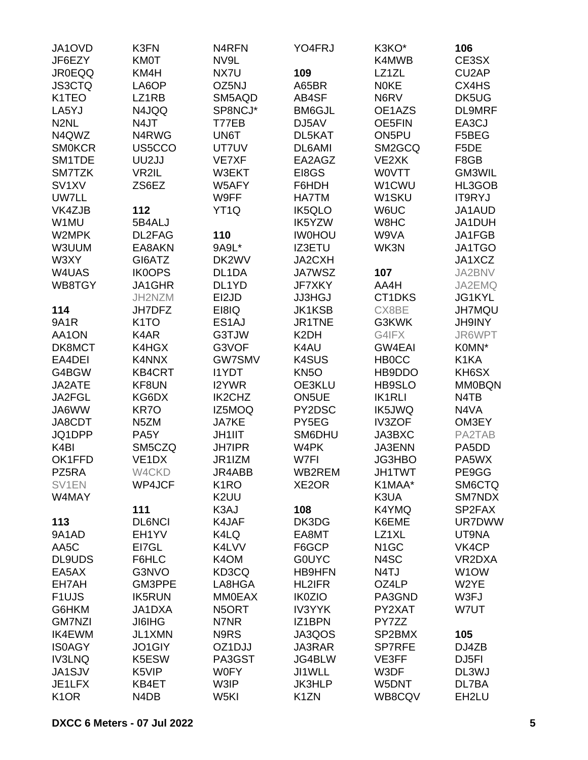JA1OVD
JF6EZY
JR0EQQ
JS3CTQ
K1TEO
LA5YJ
N2NL
N4QWZ
SM0KCR
SM1TDE
SM7TZK
SV1XV
UW7LL
VK4ZJB
W1MU
W2MPK
W3UUM
W3XY
W4UAS
WB8TGY

**114**
9A1R
AA1ON
DK8MCT
EA4DEI
G4BGW
JA2ATE
JA2FGL
JA6WW
JA8CDT
JQ1DPP
K4BI
OK1FFD
PZ5RA
SV1EN
W4MAY

**113**
9A1AD
AA5C
DL9UDS
EA5AX
EH7AH
F1UJS
G6HKM
GM7NZI
IK4EWM
IS0AGY
IV3LNQ
JA1SJV
JE1LFX
K1OR

K3FN
KM0T
KM4H
LA6OP
LZ1RB
N4JQQ
N4JT
N4RWG
US5CCO
UU2JJ
VR2IL
ZS6EZ

**112**
5B4ALJ
DL2FAG
EA8AKN
GI6ATZ
IK0OPS
JA1GHR
JH2NZM
JH7DFZ
K1TO
K4AR
K4HGX
K4NNX
KB4CRT
KF8UN
KG6DX
KR7O
N5ZM
PA5Y
SM5CZQ
VE1DX
W4CKD
WP4JCF

**111**
DL6NCI
EH1YV
EI7GL
F6HLC
G3NVO
GM3PPE
IK5RUN
JA1DXA
JI6IHG
JL1XMN
JO1GIY
K5ESW
K5VIP
KB4ET
N4DB

N4RFN
NV9L
NX7U
OZ5NJ
SM5AQD
SP8NCJ*
T77EB
UN6T
UT7UV
VE7XF
W3EKT
W5AFY
W9FF
YT1Q

**110**
9A9L*
DK2WV
DL1DA
DL1YD
EI2JD
EI8IQ
ES1AJ
G3TJW
G3VOF
GW7SMV
I1YDT
I2YWR
IK2CHZ
IZ5MOQ
JA7KE
JH1IIT
JH7IPR
JR1IZM
JR4ABB
K1RO
K2UU
K3AJ
K4JAF
K4LQ
K4LVV
K4OM
KD3CQ
LA8HGA
MM0EAX
N5ORT
N7NR
N9RS
OZ1DJJ
PA3GST
W0FY
W3IP
W5KI

YO4FRJ

**109**
A65BR
AB4SF
BM6GJL
DJ5AV
DL5KAT
DL6AMI
EA2AGZ
EI8GS
F6HDH
HA7TM
IK5QLO
IK5YZW
IW0HOU
IZ3ETU
JA2CXH
JA7WSZ
JF7XKY
JJ3HGJ
JK1KSB
JR1TNE
K2DH
K4AU
K4SUS
KN5O
OE3KLU
ON5UE
PY2DSC
PY5EG
SM6DHU
W4PK
W7FI
WB2REM
XE2OR

**108**
DK3DG
EA8MT
F6GCP
G0UYC
HB9HFN
HL2IFR
IK0ZIO
IV3YYK
IZ1BPN
JA3QOS
JA3RAR
JG4BLW
JI1WLL
JK3HLP
K1ZN

K3KO*
K4MWB
LZ1ZL
N0KE
N6RV
OE1AZS
OE5FIN
ON5PU
SM2GCQ
VE2XK
W0VTT
W1CWU
W1SKU
W6UC
W8HC
W9VA
WK3N

**107**
AA4H
CT1DKS
CX8BE
G3KWK
G4IFX
GW4EAI
HB0CC
HB9DDO
HB9SLO
IK1RLI
IK5JWQ
IV3ZOF
JA3BXC
JA3ENN
JG3HBO
JH1TWT
K1MAA*
K3UA
K4YMQ
K6EME
LZ1XL
N1GC
N4SC
N4TJ
OZ4LP
PA3GND
PY2XAT
PY7ZZ
SP2BMX
SP7RFE
VE3FF
W3DF
W5DNT
WB8CQV

**106**
CE3SX
CU2AP
CX4HS
DK5UG
DL9MRF
EA3CJ
F5BEG
F5DE
F8GB
GM3WIL
HL3GOB
IT9RYJ
JA1AUD
JA1DUH
JA1FGB
JA1TGO
JA1XCZ
JA2BNV
JA2EMQ
JG1KYL
JH7MQU
JH9INY
JR6WPT
K0MN*
K1KA
KH6SX
MM0BQN
N4TB
N4VA
OM3EY
PA2TAB
PA5DD
PA5WX
PE9GG
SM6CTQ
SM7NDX
SP2FAX
UR7DWW
UT9NA
VK4CP
VR2DXA
W1OW
W2YE
W3FJ
W7UT

**105**
DJ4ZB
DJ5FI
DL3WJ
DL7BA
EH2LU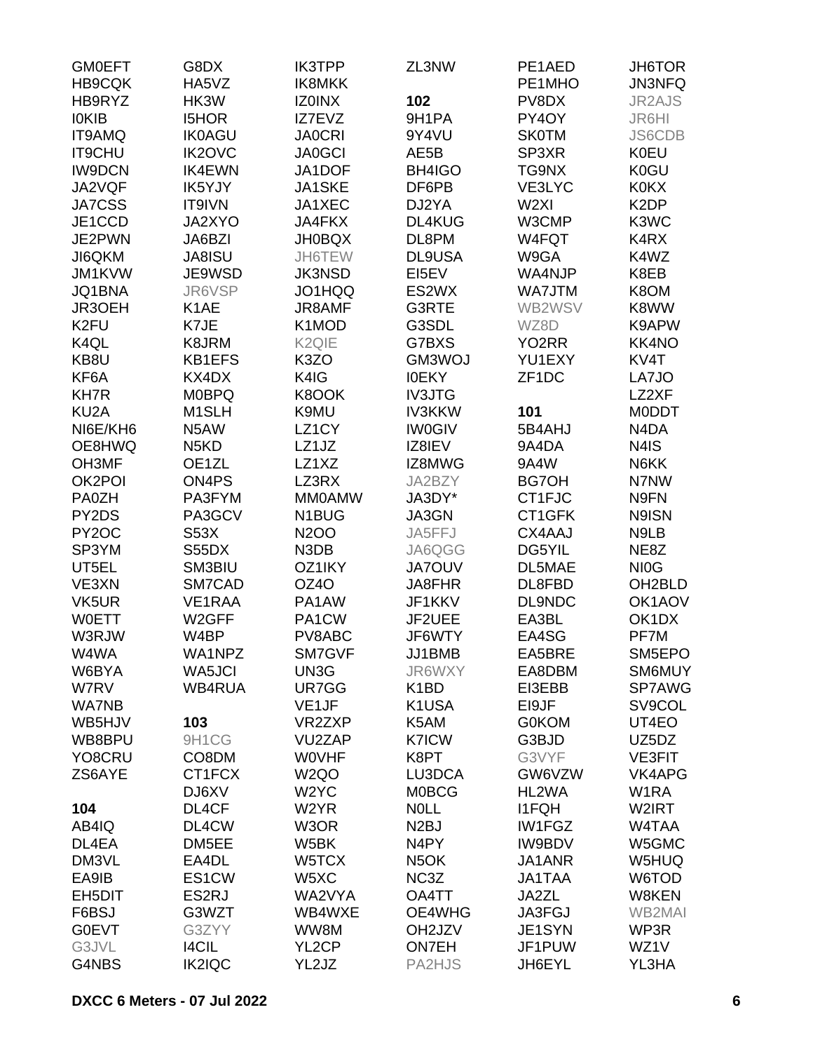GM0EFT
HB9CQK
HB9RYZ
I0KIB
IT9AMQ
IT9CHU
IW9DCN
JA2VQF
JA7CSS
JE1CCD
JE2PWN
JI6QKM
JM1KVW
JQ1BNA
JR3OEH
K2FU
K4QL
KB8U
KF6A
KH7R
KU2A
NI6E/KH6
OE8HWQ
OH3MF
OK2POI
PA0ZH
PY2DS
PY2OC
SP3YM
UT5EL
VE3XN
VK5UR
W0ETT
W3RJW
W4WA
W6BYA
W7RV
WA7NB
WB5HJV
WB8BPU
YO8CRU
ZS6AYE

**104**

AB4IQ
DL4EA
DM3VL
EA9IB
EH5DIT
F6BSJ
G0EVT
G3JVL
G4NBS
G8DX
HA5VZ
HK3W
I5HOR
IK0AGU
IK2OVC
IK4EWN
IK5YJY
IT9IVN
JA2XYO
JA6BZI
JA8ISU
JE9WSD
JR6VSP
K1AE
K7JE
K8JRM
KB1EFS
KX4DX
M0BPQ
M1SLH
N5AW
N5KD
OE1ZL
ON4PS
PA3FYM
PA3GCV
S53X
S55DX
SM3BIU
SM7CAD
VE1RAA
W2GFF
W4BP
WA1NPZ
WA5JCI
WB4RUA

**103**

9H1CG
CO8DM
CT1FCX
DJ6XV
DL4CF
DL4CW
DM5EE
EA4DL
ES1CW
ES2RJ
G3WZT
G3ZYY
I4CIL
IK2IQC
IK3TPP
IK8MKK
IZ0INX
IZ7EVZ
JA0CRI
JA0GCI
JA1DOF
JA1SKE
JA1XEC
JA4FKX
JH0BQX
JH6TEW
JK3NSD
JO1HQQ
JR8AMF
K1MOD
K2QIE
K3ZO
K4IG
K8OOK
K9MU
LZ1CY
LZ1JZ
LZ1XZ
LZ3RX
MM0AMW
N1BUG
N2OO
N3DB
OZ1IKY
OZ4O
PA1AW
PA1CW
PV8ABC
SM7GVF
UN3G
UR7GG
VE1JF
VR2ZXP
VU2ZAP
W0VHF
W2QO
W2YC
W2YR
W3OR
W5BK
W5TCX
W5XC
WA2VYA
WB4WXE
WW8M
YL2CP
YL2JZ
ZL3NW

**102**

9H1PA
9Y4VU
AE5B
BH4IGO
DF6PB
DJ2YA
DL4KUG
DL8PM
DL9USA
EI5EV
ES2WX
G3RTE
G3SDL
G7BXS
GM3WOJ
I0EKY
IV3JTG
IV3KKW
IW0GIV
IZ8IEV
IZ8MWG
JA2BZY
JA3DY*
JA3GN
JA5FFJ
JA6QGG
JA7OUV
JA8FHR
JF1KKV
JF2UEE
JF6WTY
JJ1BMB
JR6WXY
K1BD
K1USA
K5AM
K7ICW
K8PT
LU3DCA
M0BCG
N0LL
N2BJ
N4PY
N5OK
NC3Z
OA4TT
OE4WHG
OH2JZV
ON7EH
PA2HJS
PE1AED
PE1MHO
PV8DX
PY4OY
SK0TM
SP3XR
TG9NX
VE3LYC
W2XI
W3CMP
W4FQT
W9GA
WA4NJP
WA7JTM
WB2WSV
WZ8D
YO2RR
YU1EXY
ZF1DC

**101**

5B4AHJ
9A4DA
9A4W
BG7OH
CT1FJC
CT1GFK
CX4AAJ
DG5YIL
DL5MAE
DL8FBD
DL9NDC
EA3BL
EA4SG
EA5BRE
EA8DBM
EI3EBB
EI9JF
G0KOM
G3BJD
G3VYF
GW6VZW
HL2WA
I1FQH
IW1FGZ
IW9BDV
JA1ANR
JA1TAA
JA2ZL
JA3FGJ
JE1SYN
JF1PUW
JH6EYL
JH6TOR
JN3NFQ
JR2AJS
JR6HI
JS6CDB
K0EU
K0GU
K0KX
K2DP
K3WC
K4RX
K4WZ
K8EB
K8OM
K8WW
K9APW
KK4NO
KV4T
LA7JO
LZ2XF
M0DDT
N4DA
N4IS
N6KK
N7NW
N9FN
N9ISN
N9LB
NE8Z
NI0G
OH2BLD
OK1AOV
OK1DX
PF7M
SM5EPO
SM6MUY
SP7AWG
SV9COL
UT4EO
UZ5DZ
VE3FIT
VK4APG
W1RA
W2IRT
W4TAA
W5GMC
W5HUQ
W6TOD
W8KEN
WB2MAI
WP3R
WZ1V
YL3HA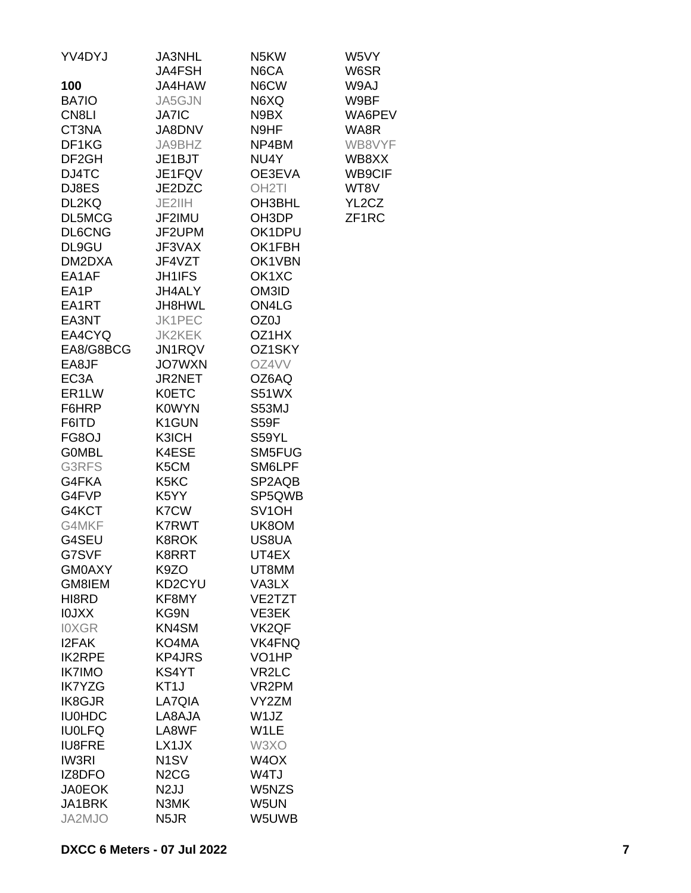YV4DYJ

**100**

BA7IO
CN8LI
CT3NA
DF1KG
DF2GH
DJ4TC
DJ8ES
DL2KQ
DL5MCG
DL6CNG
DL9GU
DM2DXA
EA1AF
EA1P
EA1RT
EA3NT
EA4CYQ
EA8/G8BCG
EA8JF
EC3A
ER1LW
F6HRP
F6ITD
FG8OJ
G0MBL
G3RFS
G4FKA
G4FVP
G4KCT
G4MKF
G4SEU
G7SVF
GM0AXY
GM8IEM
HI8RD
I0JXX
I0XGR
I2FAK
IK2RPE
IK7IMO
IK7YZG
IK8GJR
IU0HDC
IU0LFQ
IU8FRE
IW3RI
IZ8DFO
JA0EOK
JA1BRK
JA2MJO
JA3NHL
JA4FSH
JA4HAW
JA5GJN
JA7IC
JA8DNV
JA9BHZ
JE1BJT
JE1FQV
JE2DZC
JE2IIH
JF2IMU
JF2UPM
JF3VAX
JF4VZT
JH1IFS
JH4ALY
JH8HWL
JK1PEC
JK2KEK
JN1RQV
JO7WXN
JR2NET
K0ETC
K0WYN
K1GUN
K3ICH
K4ESE
K5CM
K5KC
K5YY
K7CW
K7RWT
K8ROK
K8RRT
K9ZO
KD2CYU
KF8MY
KG9N
KN4SM
KO4MA
KP4JRS
KS4YT
KT1J
LA7QIA
LA8AJA
LA8WF
LX1JX
N1SV
N2CG
N2JJ
N3MK
N5JR
N5KW
N6CA
N6CW
N6XQ
N9BX
N9HF
NP4BM
NU4Y
OE3EVA
OH2TI
OH3BHL
OH3DP
OK1DPU
OK1FBH
OK1VBN
OK1XC
OM3ID
ON4LG
OZ0J
OZ1HX
OZ1SKY
OZ4VV
OZ6AQ
S51WX
S53MJ
S59F
S59YL
SM5FUG
SM6LPF
SP2AQB
SP5QWB
SV1OH
UK8OM
US8UA
UT4EX
UT8MM
VA3LX
VE2TZT
VE3EK
VK2QF
VK4FNQ
VO1HP
VR2LC
VR2PM
VY2ZM
W1JZ
W1LE
W3XO
W4OX
W4TJ
W5NZS
W5UN
W5UWB
W5VY
W6SR
W9AJ
W9BF
WA6PEV
WA8R
WB8VYF
WB8XX
WB9CIF
WT8V
YL2CZ
ZF1RC